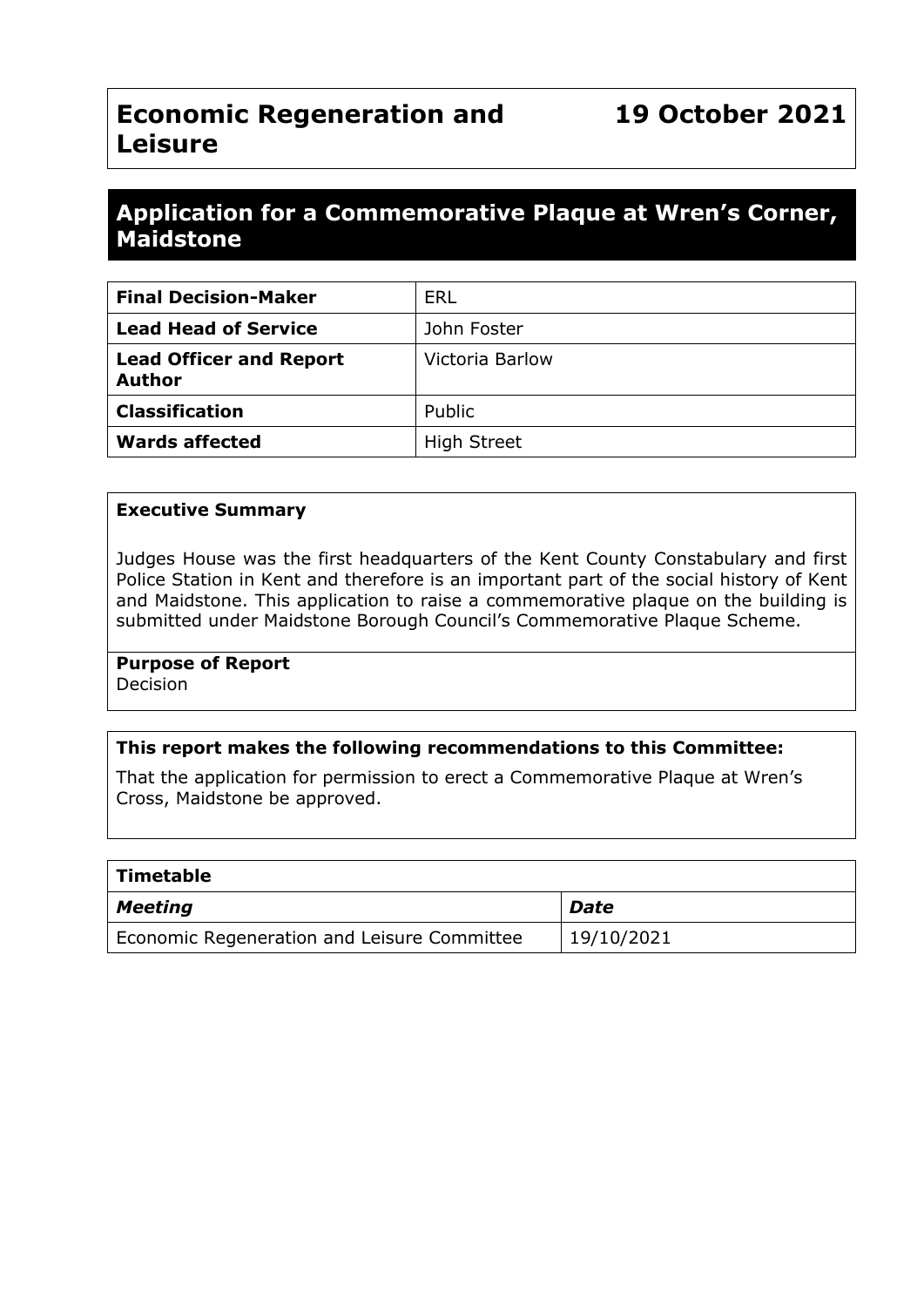# Economic Regeneration and Leisure

**19 October 2021**

## Application for a Commemorative Plaque at Wren's Corner, Maidstone

| **Final Decision-Maker** | ERL |
| --- | --- |
| **Lead Head of Service** | John Foster |
| **Lead Officer and Report Author** | Victoria Barlow |
| **Classification** | Public |
| **Wards affected** | High Street |

### Executive Summary

Judges House was the first headquarters of the Kent County Constabulary and first Police Station in Kent and therefore is an important part of the social history of Kent and Maidstone. This application to raise a commemorative plaque on the building is submitted under Maidstone Borough Council's Commemorative Plaque Scheme.

**Purpose of Report**
Decision

### This report makes the following recommendations to this Committee:

That the application for permission to erect a Commemorative Plaque at Wren's Cross, Maidstone be approved.

| **Timetable** | |
| --- | --- |
| ***Meeting*** | ***Date*** |
| Economic Regeneration and Leisure Committee | 19/10/2021 |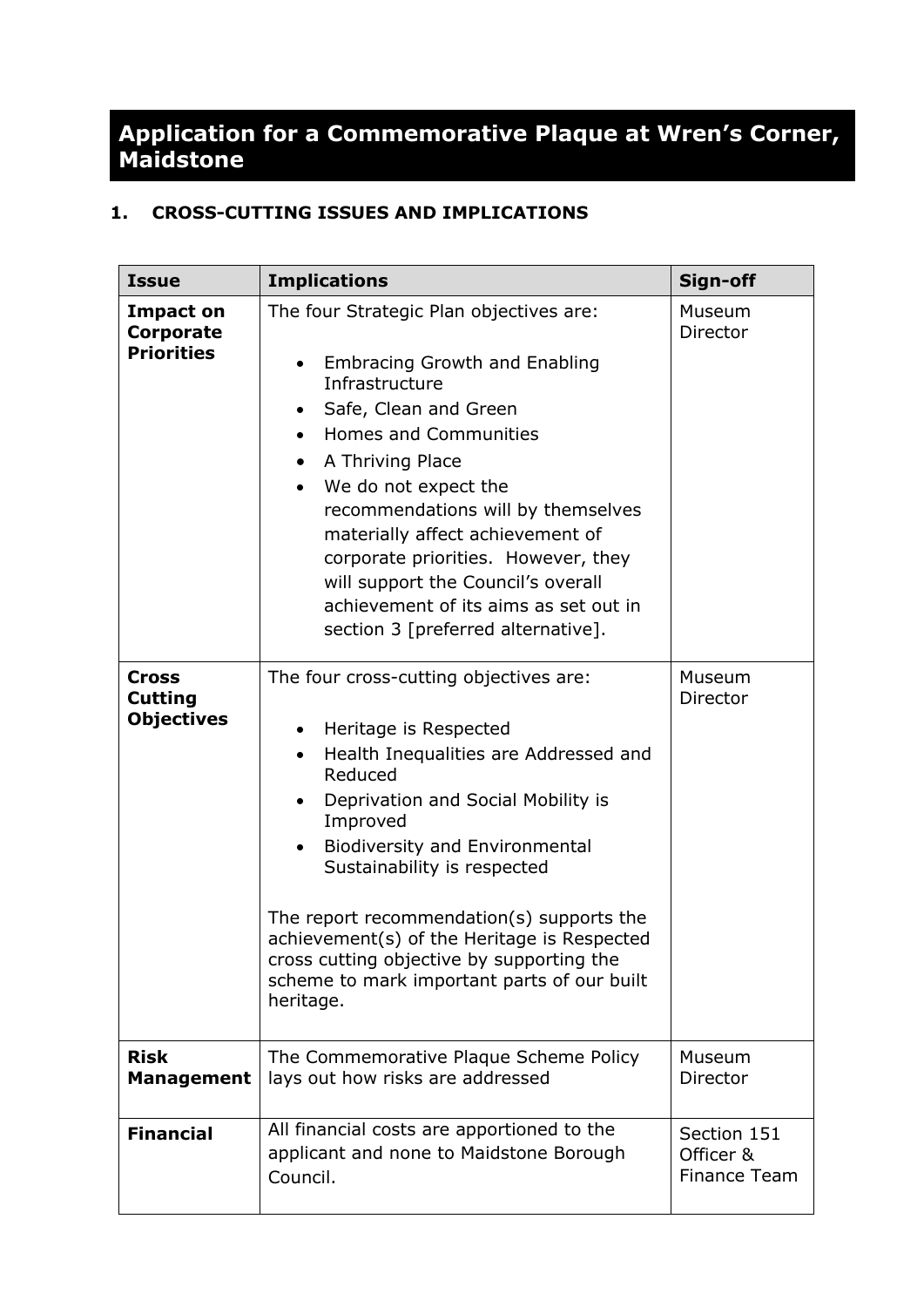# Application for a Commemorative Plaque at Wren's Corner, Maidstone

## 1. CROSS-CUTTING ISSUES AND IMPLICATIONS

| Issue | Implications | Sign-off |
|---|---|---|
| **Impact on Corporate Priorities** | The four Strategic Plan objectives are:<br><br>• Embracing Growth and Enabling Infrastructure<br>• Safe, Clean and Green<br>• Homes and Communities<br>• A Thriving Place<br>• We do not expect the recommendations will by themselves materially affect achievement of corporate priorities. However, they will support the Council's overall achievement of its aims as set out in section 3 [preferred alternative]. | Museum Director |
| **Cross Cutting Objectives** | The four cross-cutting objectives are:<br><br>• Heritage is Respected<br>• Health Inequalities are Addressed and Reduced<br>• Deprivation and Social Mobility is Improved<br>• Biodiversity and Environmental Sustainability is respected<br><br>The report recommendation(s) supports the achievement(s) of the Heritage is Respected cross cutting objective by supporting the scheme to mark important parts of our built heritage. | Museum Director |
| **Risk Management** | The Commemorative Plaque Scheme Policy lays out how risks are addressed | Museum Director |
| **Financial** | All financial costs are apportioned to the applicant and none to Maidstone Borough Council. | Section 151 Officer & Finance Team |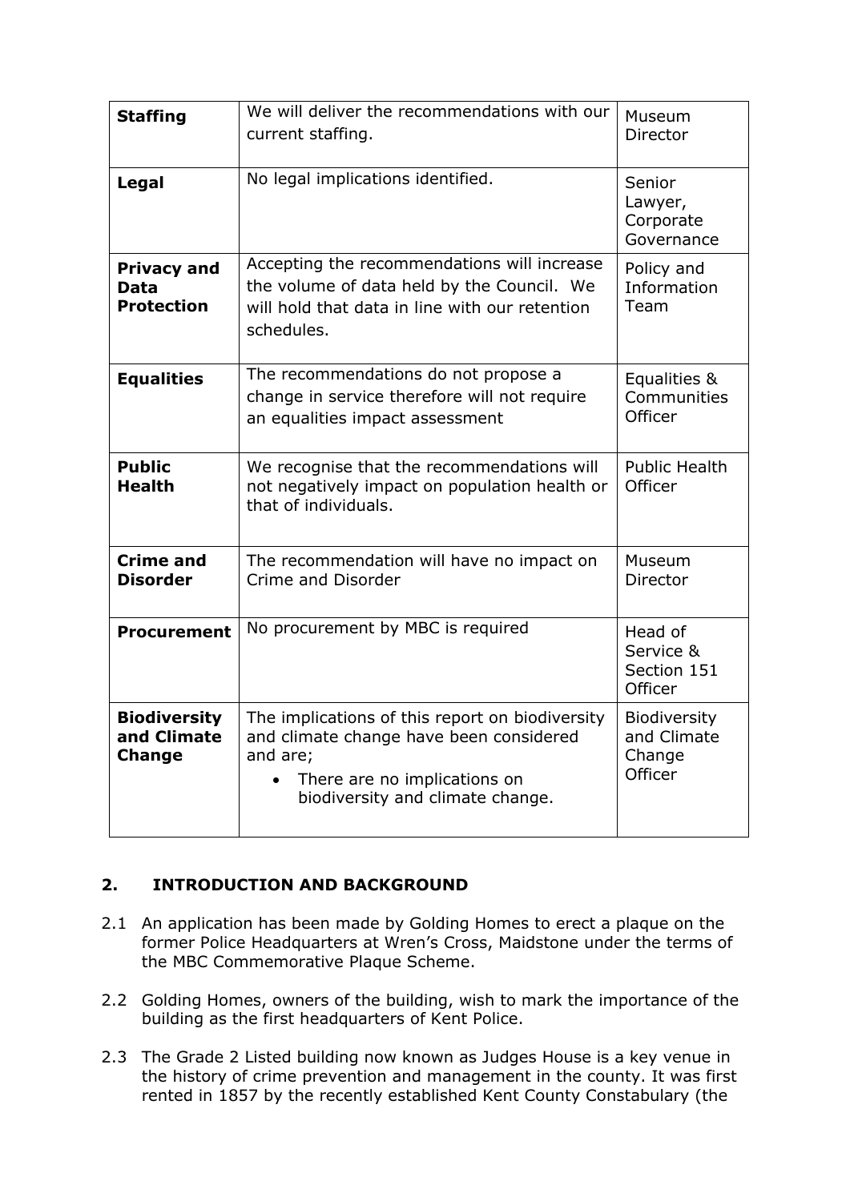| **Staffing** | We will deliver the recommendations with our current staffing. | Museum Director |
|---|---|---|
| **Legal** | No legal implications identified. | Senior Lawyer, Corporate Governance |
| **Privacy and Data Protection** | Accepting the recommendations will increase the volume of data held by the Council. We will hold that data in line with our retention schedules. | Policy and Information Team |
| **Equalities** | The recommendations do not propose a change in service therefore will not require an equalities impact assessment | Equalities & Communities Officer |
| **Public Health** | We recognise that the recommendations will not negatively impact on population health or that of individuals. | Public Health Officer |
| **Crime and Disorder** | The recommendation will have no impact on Crime and Disorder | Museum Director |
| **Procurement** | No procurement by MBC is required | Head of Service & Section 151 Officer |
| **Biodiversity and Climate Change** | The implications of this report on biodiversity and climate change have been considered and are; <br>• There are no implications on biodiversity and climate change. | Biodiversity and Climate Change Officer |

## 2. INTRODUCTION AND BACKGROUND

2.1 An application has been made by Golding Homes to erect a plaque on the former Police Headquarters at Wren's Cross, Maidstone under the terms of the MBC Commemorative Plaque Scheme.

2.2 Golding Homes, owners of the building, wish to mark the importance of the building as the first headquarters of Kent Police.

2.3 The Grade 2 Listed building now known as Judges House is a key venue in the history of crime prevention and management in the county. It was first rented in 1857 by the recently established Kent County Constabulary (the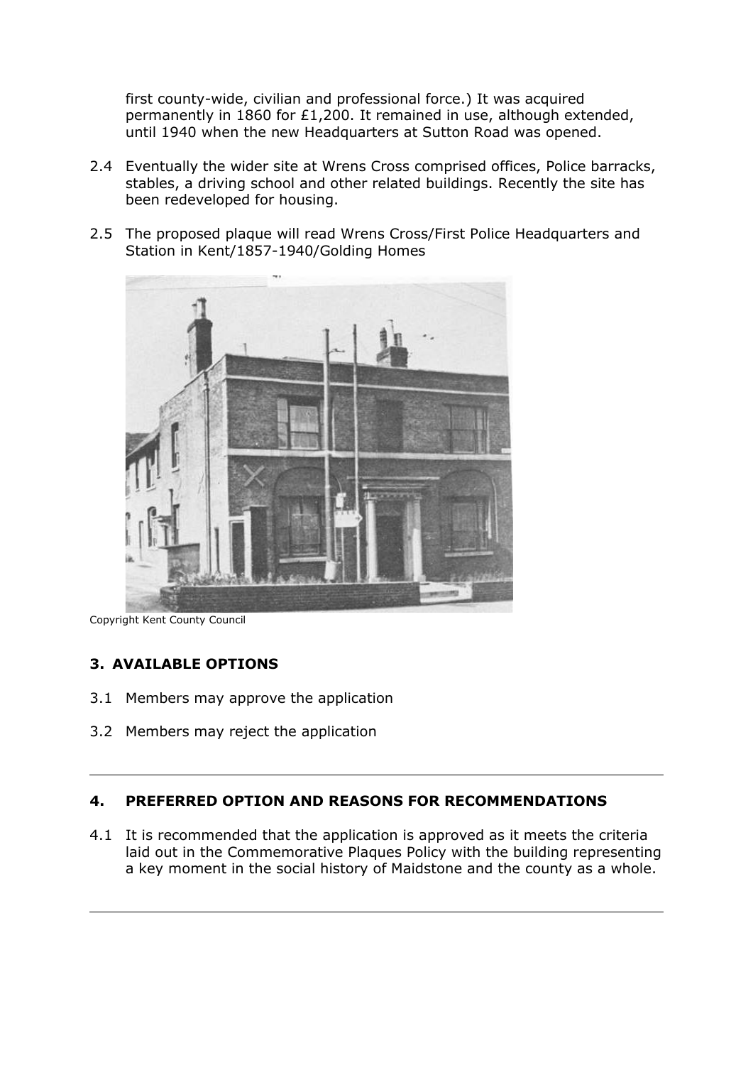first county-wide, civilian and professional force.) It was acquired permanently in 1860 for £1,200. It remained in use, although extended, until 1940 when the new Headquarters at Sutton Road was opened.

2.4 Eventually the wider site at Wrens Cross comprised offices, Police barracks, stables, a driving school and other related buildings. Recently the site has been redeveloped for housing.

2.5 The proposed plaque will read Wrens Cross/First Police Headquarters and Station in Kent/1857-1940/Golding Homes

Copyright Kent County Council

## 3. AVAILABLE OPTIONS

3.1 Members may approve the application

3.2 Members may reject the application

---

## 4. PREFERRED OPTION AND REASONS FOR RECOMMENDATIONS

4.1 It is recommended that the application is approved as it meets the criteria laid out in the Commemorative Plaques Policy with the building representing a key moment in the social history of Maidstone and the county as a whole.

---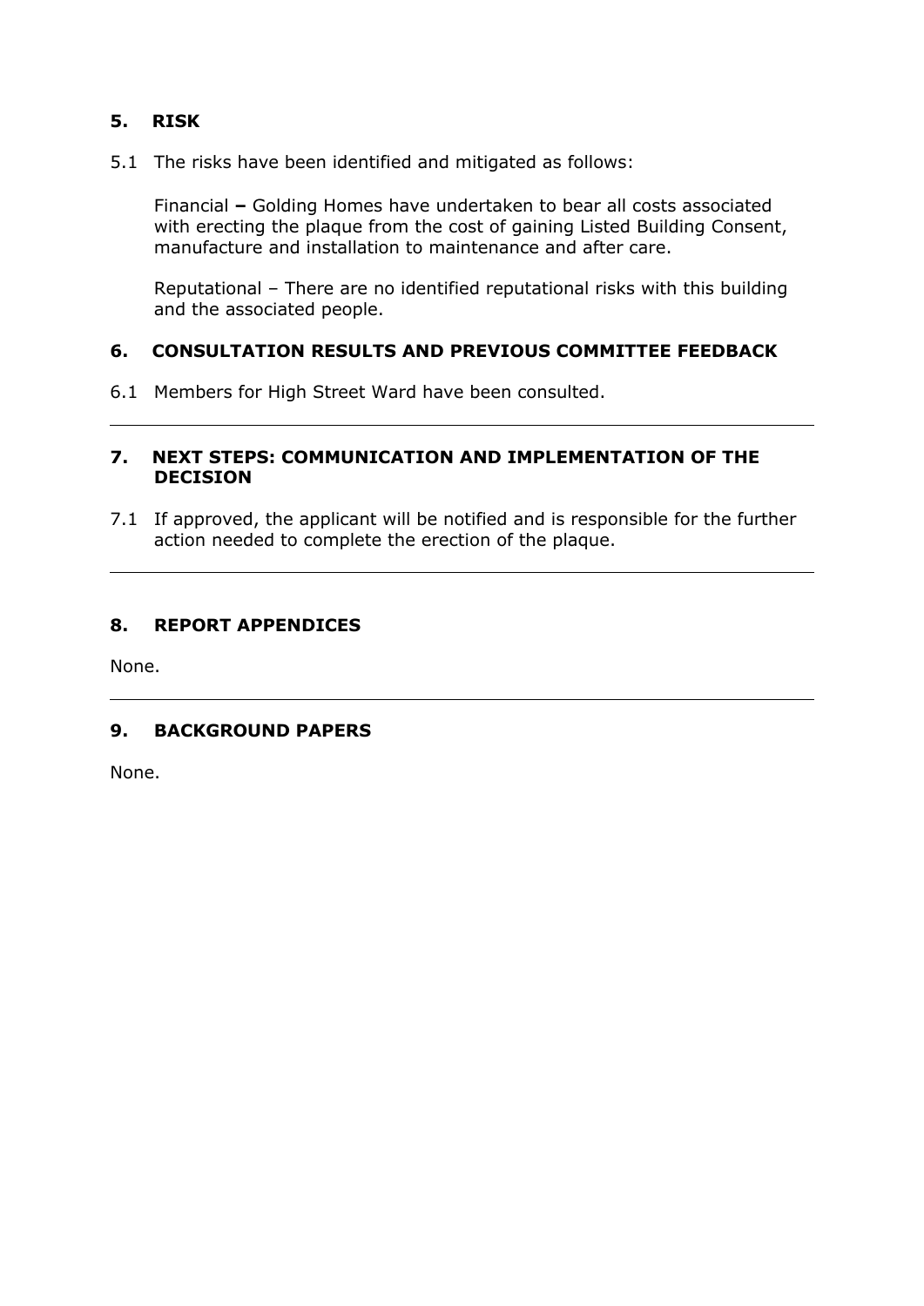## 5. RISK

5.1 The risks have been identified and mitigated as follows:

Financial **–** Golding Homes have undertaken to bear all costs associated with erecting the plaque from the cost of gaining Listed Building Consent, manufacture and installation to maintenance and after care.

Reputational – There are no identified reputational risks with this building and the associated people.

## 6. CONSULTATION RESULTS AND PREVIOUS COMMITTEE FEEDBACK

6.1 Members for High Street Ward have been consulted.

---

## 7. NEXT STEPS: COMMUNICATION AND IMPLEMENTATION OF THE DECISION

7.1 If approved, the applicant will be notified and is responsible for the further action needed to complete the erection of the plaque.

---

## 8. REPORT APPENDICES

None.

---

## 9. BACKGROUND PAPERS

None.